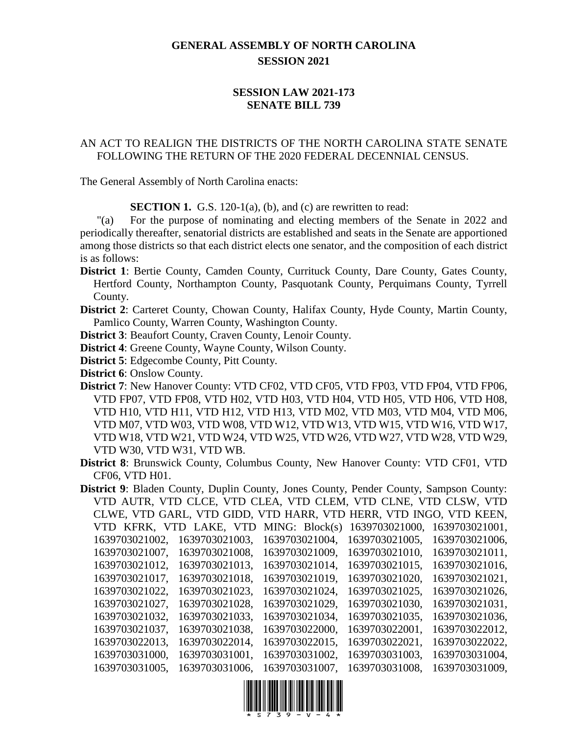# GENERAL ASSEMBLY OF NORTH CAROLINA
## SESSION 2021

## SESSION LAW 2021-173
## SENATE BILL 739

AN ACT TO REALIGN THE DISTRICTS OF THE NORTH CAROLINA STATE SENATE FOLLOWING THE RETURN OF THE 2020 FEDERAL DECENNIAL CENSUS.

The General Assembly of North Carolina enacts:

**SECTION 1.** G.S. 120-1(a), (b), and (c) are rewritten to read:

"(a) For the purpose of nominating and electing members of the Senate in 2022 and periodically thereafter, senatorial districts are established and seats in the Senate are apportioned among those districts so that each district elects one senator, and the composition of each district is as follows:

**District 1**: Bertie County, Camden County, Currituck County, Dare County, Gates County, Hertford County, Northampton County, Pasquotank County, Perquimans County, Tyrrell County.

**District 2**: Carteret County, Chowan County, Halifax County, Hyde County, Martin County, Pamlico County, Warren County, Washington County.

**District 3**: Beaufort County, Craven County, Lenoir County.

**District 4**: Greene County, Wayne County, Wilson County.

**District 5**: Edgecombe County, Pitt County.

**District 6**: Onslow County.

**District 7**: New Hanover County: VTD CF02, VTD CF05, VTD FP03, VTD FP04, VTD FP06, VTD FP07, VTD FP08, VTD H02, VTD H03, VTD H04, VTD H05, VTD H06, VTD H08, VTD H10, VTD H11, VTD H12, VTD H13, VTD M02, VTD M03, VTD M04, VTD M06, VTD M07, VTD W03, VTD W08, VTD W12, VTD W13, VTD W15, VTD W16, VTD W17, VTD W18, VTD W21, VTD W24, VTD W25, VTD W26, VTD W27, VTD W28, VTD W29, VTD W30, VTD W31, VTD WB.

**District 8**: Brunswick County, Columbus County, New Hanover County: VTD CF01, VTD CF06, VTD H01.

**District 9**: Bladen County, Duplin County, Jones County, Pender County, Sampson County: VTD AUTR, VTD CLCE, VTD CLEA, VTD CLEM, VTD CLNE, VTD CLSW, VTD CLWE, VTD GARL, VTD GIDD, VTD HARR, VTD HERR, VTD INGO, VTD KEEN, VTD KFRK, VTD LAKE, VTD MING: Block(s) 1639703021000, 1639703021001, 1639703021002, 1639703021003, 1639703021004, 1639703021005, 1639703021006, 1639703021007, 1639703021008, 1639703021009, 1639703021010, 1639703021011, 1639703021012, 1639703021013, 1639703021014, 1639703021015, 1639703021016, 1639703021017, 1639703021018, 1639703021019, 1639703021020, 1639703021021, 1639703021022, 1639703021023, 1639703021024, 1639703021025, 1639703021026, 1639703021027, 1639703021028, 1639703021029, 1639703021030, 1639703021031, 1639703021032, 1639703021033, 1639703021034, 1639703021035, 1639703021036, 1639703021037, 1639703021038, 1639703022000, 1639703022001, 1639703022012, 1639703022013, 1639703022014, 1639703022015, 1639703022021, 1639703022022, 1639703031000, 1639703031001, 1639703031002, 1639703031003, 1639703031004, 1639703031005, 1639703031006, 1639703031007, 1639703031008, 1639703031009,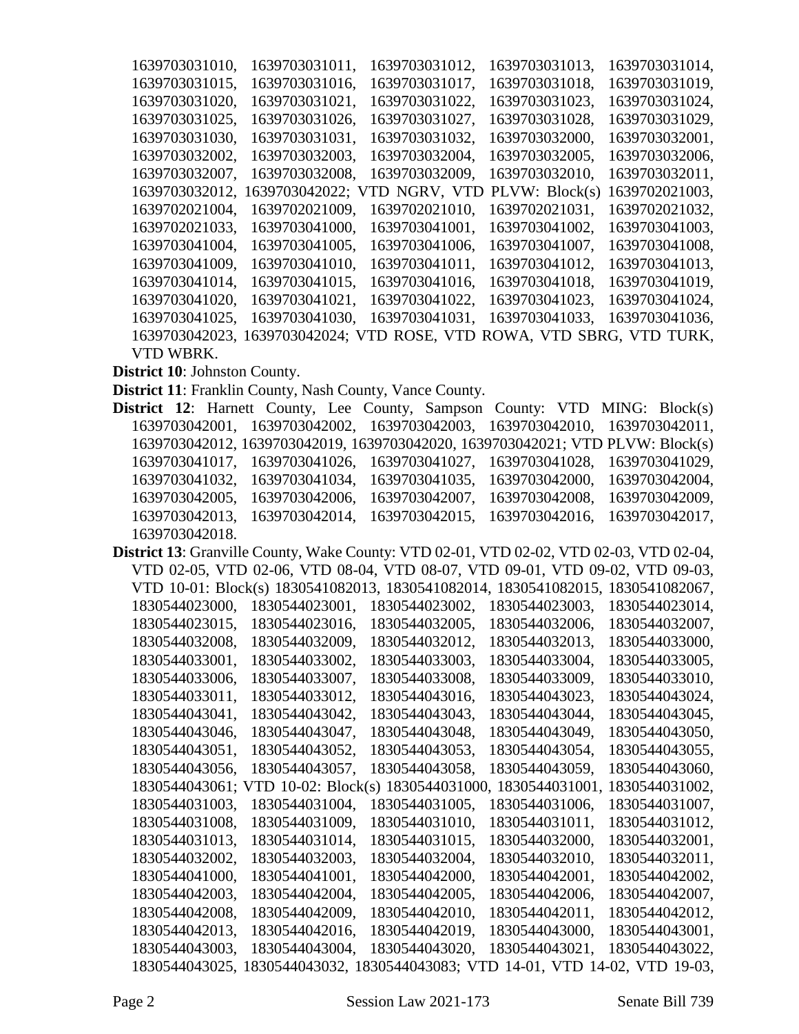1639703031010, 1639703031011, 1639703031012, 1639703031013, 1639703031014, 1639703031015, 1639703031016, 1639703031017, 1639703031018, 1639703031019, 1639703031020, 1639703031021, 1639703031022, 1639703031023, 1639703031024, 1639703031025, 1639703031026, 1639703031027, 1639703031028, 1639703031029, 1639703031030, 1639703031031, 1639703031032, 1639703032000, 1639703032001, 1639703032002, 1639703032003, 1639703032004, 1639703032005, 1639703032006, 1639703032007, 1639703032008, 1639703032009, 1639703032010, 1639703032011, 1639703032012, 1639703042022; VTD NGRV, VTD PLVW: Block(s) 1639702021003, 1639702021004, 1639702021009, 1639702021010, 1639702021031, 1639702021032, 1639702021033, 1639703041000, 1639703041001, 1639703041002, 1639703041003, 1639703041004, 1639703041005, 1639703041006, 1639703041007, 1639703041008, 1639703041009, 1639703041010, 1639703041011, 1639703041012, 1639703041013, 1639703041014, 1639703041015, 1639703041016, 1639703041018, 1639703041019, 1639703041020, 1639703041021, 1639703041022, 1639703041023, 1639703041024, 1639703041025, 1639703041030, 1639703041031, 1639703041033, 1639703041036, 1639703042023, 1639703042024; VTD ROSE, VTD ROWA, VTD SBRG, VTD TURK, VTD WBRK.

**District 10**: Johnston County.

**District 11**: Franklin County, Nash County, Vance County.

**District 12**: Harnett County, Lee County, Sampson County: VTD MING: Block(s) 1639703042001, 1639703042002, 1639703042003, 1639703042010, 1639703042011, 1639703042012, 1639703042019, 1639703042020, 1639703042021; VTD PLVW: Block(s) 1639703041017, 1639703041026, 1639703041027, 1639703041028, 1639703041029, 1639703041032, 1639703041034, 1639703041035, 1639703042000, 1639703042004, 1639703042005, 1639703042006, 1639703042007, 1639703042008, 1639703042009, 1639703042013, 1639703042014, 1639703042015, 1639703042016, 1639703042017, 1639703042018.

**District 13**: Granville County, Wake County: VTD 02-01, VTD 02-02, VTD 02-03, VTD 02-04, VTD 02-05, VTD 02-06, VTD 08-04, VTD 08-07, VTD 09-01, VTD 09-02, VTD 09-03, VTD 10-01: Block(s) 1830541082013, 1830541082014, 1830541082015, 1830541082067, 1830544023000, 1830544023001, 1830544023002, 1830544023003, 1830544023014, 1830544023015, 1830544023016, 1830544032005, 1830544032006, 1830544032007, 1830544032008, 1830544032009, 1830544032012, 1830544032013, 1830544033000, 1830544033001, 1830544033002, 1830544033003, 1830544033004, 1830544033005, 1830544033006, 1830544033007, 1830544033008, 1830544033009, 1830544033010, 1830544033011, 1830544033012, 1830544043016, 1830544043023, 1830544043024, 1830544043041, 1830544043042, 1830544043043, 1830544043044, 1830544043045, 1830544043046, 1830544043047, 1830544043048, 1830544043049, 1830544043050, 1830544043051, 1830544043052, 1830544043053, 1830544043054, 1830544043055, 1830544043056, 1830544043057, 1830544043058, 1830544043059, 1830544043060, 1830544043061; VTD 10-02: Block(s) 1830544031000, 1830544031001, 1830544031002, 1830544031003, 1830544031004, 1830544031005, 1830544031006, 1830544031007, 1830544031008, 1830544031009, 1830544031010, 1830544031011, 1830544031012, 1830544031013, 1830544031014, 1830544031015, 1830544032000, 1830544032001, 1830544032002, 1830544032003, 1830544032004, 1830544032010, 1830544032011, 1830544041000, 1830544041001, 1830544042000, 1830544042001, 1830544042002, 1830544042003, 1830544042004, 1830544042005, 1830544042006, 1830544042007, 1830544042008, 1830544042009, 1830544042010, 1830544042011, 1830544042012, 1830544042013, 1830544042016, 1830544042019, 1830544043000, 1830544043001, 1830544043003, 1830544043004, 1830544043020, 1830544043021, 1830544043022, 1830544043025, 1830544043032, 1830544043083; VTD 14-01, VTD 14-02, VTD 19-03,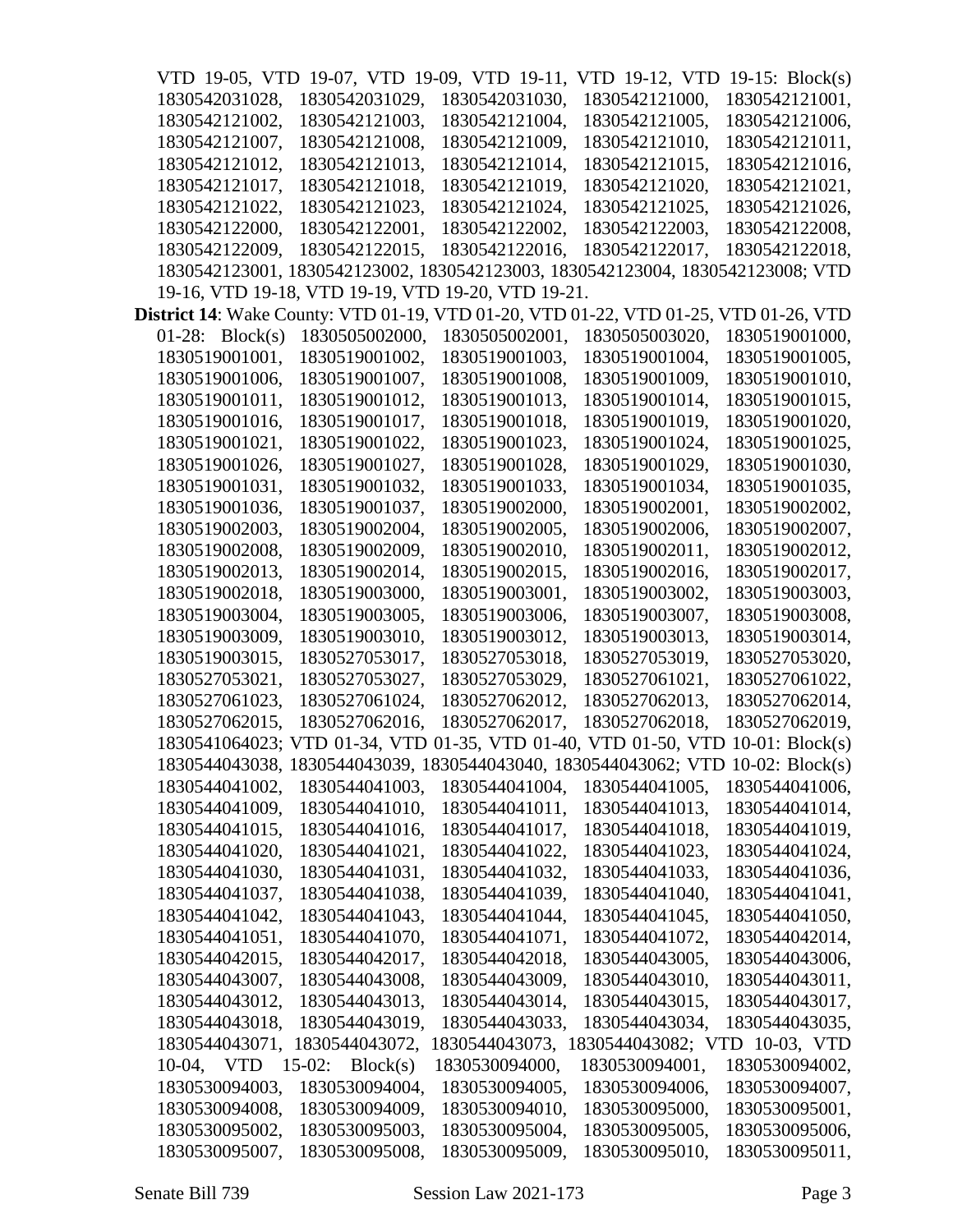VTD 19-05, VTD 19-07, VTD 19-09, VTD 19-11, VTD 19-12, VTD 19-15: Block(s) 1830542031028, 1830542031029, 1830542031030, 1830542121000, 1830542121001, 1830542121002, 1830542121003, 1830542121004, 1830542121005, 1830542121006, 1830542121007, 1830542121008, 1830542121009, 1830542121010, 1830542121011, 1830542121012, 1830542121013, 1830542121014, 1830542121015, 1830542121016, 1830542121017, 1830542121018, 1830542121019, 1830542121020, 1830542121021, 1830542121022, 1830542121023, 1830542121024, 1830542121025, 1830542121026, 1830542122000, 1830542122001, 1830542122002, 1830542122003, 1830542122008, 1830542122009, 1830542122015, 1830542122016, 1830542122017, 1830542122018, 1830542123001, 1830542123002, 1830542123003, 1830542123004, 1830542123008; VTD 19-16, VTD 19-18, VTD 19-19, VTD 19-20, VTD 19-21.

**District 14**: Wake County: VTD 01-19, VTD 01-20, VTD 01-22, VTD 01-25, VTD 01-26, VTD 01-28: Block(s) 1830505002000, 1830505002001, 1830505003020, 1830519001000, 1830519001001, 1830519001002, 1830519001003, 1830519001004, 1830519001005, 1830519001006, 1830519001007, 1830519001008, 1830519001009, 1830519001010, 1830519001011, 1830519001012, 1830519001013, 1830519001014, 1830519001015, 1830519001016, 1830519001017, 1830519001018, 1830519001019, 1830519001020, 1830519001021, 1830519001022, 1830519001023, 1830519001024, 1830519001025, 1830519001026, 1830519001027, 1830519001028, 1830519001029, 1830519001030, 1830519001031, 1830519001032, 1830519001033, 1830519001034, 1830519001035, 1830519001036, 1830519001037, 1830519002000, 1830519002001, 1830519002002, 1830519002003, 1830519002004, 1830519002005, 1830519002006, 1830519002007, 1830519002008, 1830519002009, 1830519002010, 1830519002011, 1830519002012, 1830519002013, 1830519002014, 1830519002015, 1830519002016, 1830519002017, 1830519002018, 1830519003000, 1830519003001, 1830519003002, 1830519003003, 1830519003004, 1830519003005, 1830519003006, 1830519003007, 1830519003008, 1830519003009, 1830519003010, 1830519003012, 1830519003013, 1830519003014, 1830519003015, 1830527053017, 1830527053018, 1830527053019, 1830527053020, 1830527053021, 1830527053027, 1830527053029, 1830527061021, 1830527061022, 1830527061023, 1830527061024, 1830527062012, 1830527062013, 1830527062014, 1830527062015, 1830527062016, 1830527062017, 1830527062018, 1830527062019, 1830541064023; VTD 01-34, VTD 01-35, VTD 01-40, VTD 01-50, VTD 10-01: Block(s) 1830544043038, 1830544043039, 1830544043040, 1830544043062; VTD 10-02: Block(s) 1830544041002, 1830544041003, 1830544041004, 1830544041005, 1830544041006, 1830544041009, 1830544041010, 1830544041011, 1830544041013, 1830544041014, 1830544041015, 1830544041016, 1830544041017, 1830544041018, 1830544041019, 1830544041020, 1830544041021, 1830544041022, 1830544041023, 1830544041024, 1830544041030, 1830544041031, 1830544041032, 1830544041033, 1830544041036, 1830544041037, 1830544041038, 1830544041039, 1830544041040, 1830544041041, 1830544041042, 1830544041043, 1830544041044, 1830544041045, 1830544041050, 1830544041051, 1830544041070, 1830544041071, 1830544041072, 1830544042014, 1830544042015, 1830544042017, 1830544042018, 1830544043005, 1830544043006, 1830544043007, 1830544043008, 1830544043009, 1830544043010, 1830544043011, 1830544043012, 1830544043013, 1830544043014, 1830544043015, 1830544043017, 1830544043018, 1830544043019, 1830544043033, 1830544043034, 1830544043035, 1830544043071, 1830544043072, 1830544043073, 1830544043082; VTD 10-03, VTD 10-04, VTD 15-02: Block(s) 1830530094000, 1830530094001, 1830530094002, 1830530094003, 1830530094004, 1830530094005, 1830530094006, 1830530094007, 1830530094008, 1830530094009, 1830530094010, 1830530095000, 1830530095001, 1830530095002, 1830530095003, 1830530095004, 1830530095005, 1830530095006, 1830530095007, 1830530095008, 1830530095009, 1830530095010, 1830530095011,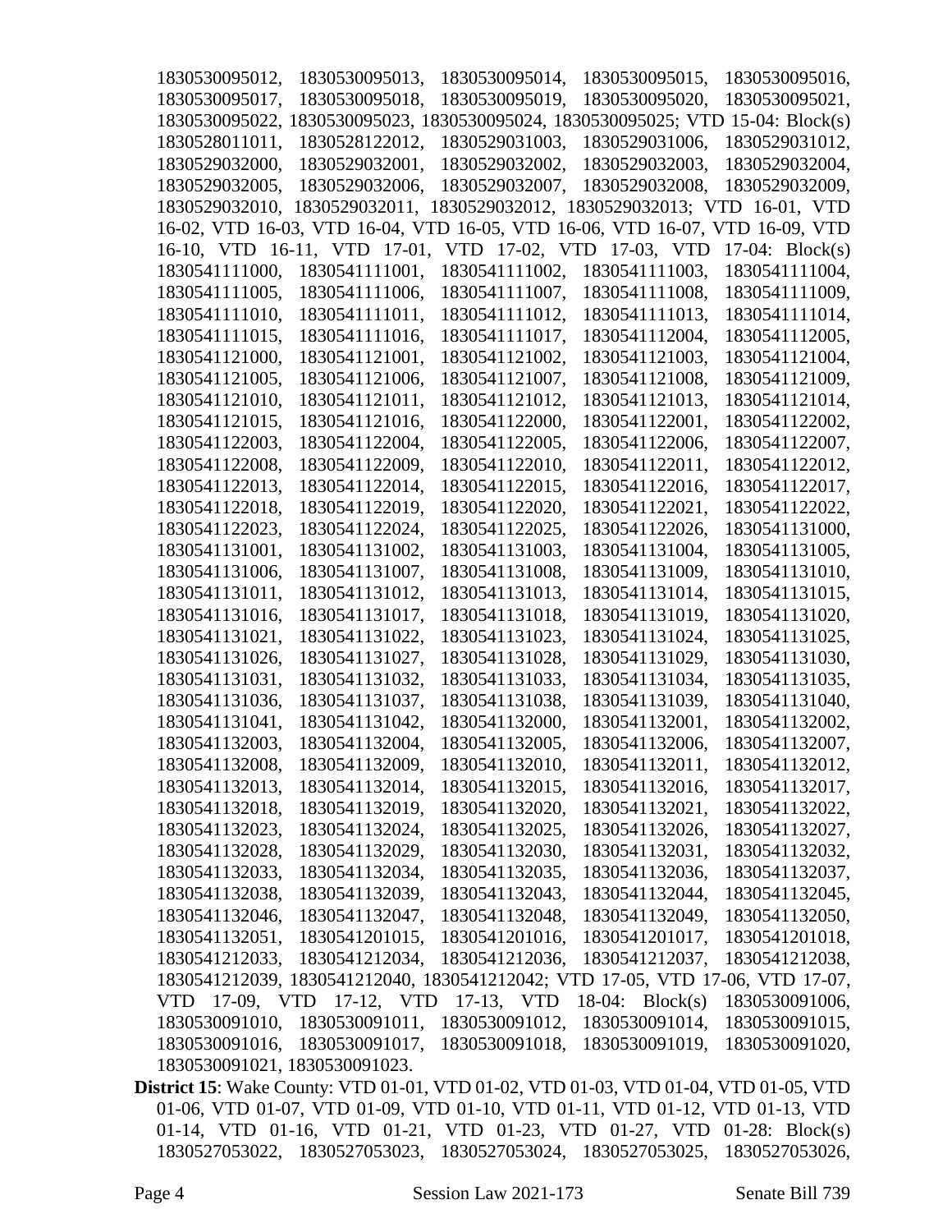1830530095012, 1830530095013, 1830530095014, 1830530095015, 1830530095016, 1830530095017, 1830530095018, 1830530095019, 1830530095020, 1830530095021, 1830530095022, 1830530095023, 1830530095024, 1830530095025; VTD 15-04: Block(s) 1830528011011, 1830528122012, 1830529031003, 1830529031006, 1830529031012, 1830529032000, 1830529032001, 1830529032002, 1830529032003, 1830529032004, 1830529032005, 1830529032006, 1830529032007, 1830529032008, 1830529032009, 1830529032010, 1830529032011, 1830529032012, 1830529032013; VTD 16-01, VTD 16-02, VTD 16-03, VTD 16-04, VTD 16-05, VTD 16-06, VTD 16-07, VTD 16-09, VTD 16-10, VTD 16-11, VTD 17-01, VTD 17-02, VTD 17-03, VTD 17-04: Block(s) 1830541111000, 1830541111001, 1830541111002, 1830541111003, 1830541111004, 1830541111005, 1830541111006, 1830541111007, 1830541111008, 1830541111009, 1830541111010, 1830541111011, 1830541111012, 1830541111013, 1830541111014, 1830541111015, 1830541111016, 1830541111017, 1830541112004, 1830541112005, 1830541121000, 1830541121001, 1830541121002, 1830541121003, 1830541121004, 1830541121005, 1830541121006, 1830541121007, 1830541121008, 1830541121009, 1830541121010, 1830541121011, 1830541121012, 1830541121013, 1830541121014, 1830541121015, 1830541121016, 1830541122000, 1830541122001, 1830541122002, 1830541122003, 1830541122004, 1830541122005, 1830541122006, 1830541122007, 1830541122008, 1830541122009, 1830541122010, 1830541122011, 1830541122012, 1830541122013, 1830541122014, 1830541122015, 1830541122016, 1830541122017, 1830541122018, 1830541122019, 1830541122020, 1830541122021, 1830541122022, 1830541122023, 1830541122024, 1830541122025, 1830541122026, 1830541131000, 1830541131001, 1830541131002, 1830541131003, 1830541131004, 1830541131005, 1830541131006, 1830541131007, 1830541131008, 1830541131009, 1830541131010, 1830541131011, 1830541131012, 1830541131013, 1830541131014, 1830541131015, 1830541131016, 1830541131017, 1830541131018, 1830541131019, 1830541131020, 1830541131021, 1830541131022, 1830541131023, 1830541131024, 1830541131025, 1830541131026, 1830541131027, 1830541131028, 1830541131029, 1830541131030, 1830541131031, 1830541131032, 1830541131033, 1830541131034, 1830541131035, 1830541131036, 1830541131037, 1830541131038, 1830541131039, 1830541131040, 1830541131041, 1830541131042, 1830541132000, 1830541132001, 1830541132002, 1830541132003, 1830541132004, 1830541132005, 1830541132006, 1830541132007, 1830541132008, 1830541132009, 1830541132010, 1830541132011, 1830541132012, 1830541132013, 1830541132014, 1830541132015, 1830541132016, 1830541132017, 1830541132018, 1830541132019, 1830541132020, 1830541132021, 1830541132022, 1830541132023, 1830541132024, 1830541132025, 1830541132026, 1830541132027, 1830541132028, 1830541132029, 1830541132030, 1830541132031, 1830541132032, 1830541132033, 1830541132034, 1830541132035, 1830541132036, 1830541132037, 1830541132038, 1830541132039, 1830541132043, 1830541132044, 1830541132045, 1830541132046, 1830541132047, 1830541132048, 1830541132049, 1830541132050, 1830541132051, 1830541201015, 1830541201016, 1830541201017, 1830541201018, 1830541212033, 1830541212034, 1830541212036, 1830541212037, 1830541212038, 1830541212039, 1830541212040, 1830541212042; VTD 17-05, VTD 17-06, VTD 17-07, VTD 17-09, VTD 17-12, VTD 17-13, VTD 18-04: Block(s) 1830530091006, 1830530091010, 1830530091011, 1830530091012, 1830530091014, 1830530091015, 1830530091016, 1830530091017, 1830530091018, 1830530091019, 1830530091020, 1830530091021, 1830530091023.

**District 15**: Wake County: VTD 01-01, VTD 01-02, VTD 01-03, VTD 01-04, VTD 01-05, VTD 01-06, VTD 01-07, VTD 01-09, VTD 01-10, VTD 01-11, VTD 01-12, VTD 01-13, VTD 01-14, VTD 01-16, VTD 01-21, VTD 01-23, VTD 01-27, VTD 01-28: Block(s) 1830527053022, 1830527053023, 1830527053024, 1830527053025, 1830527053026,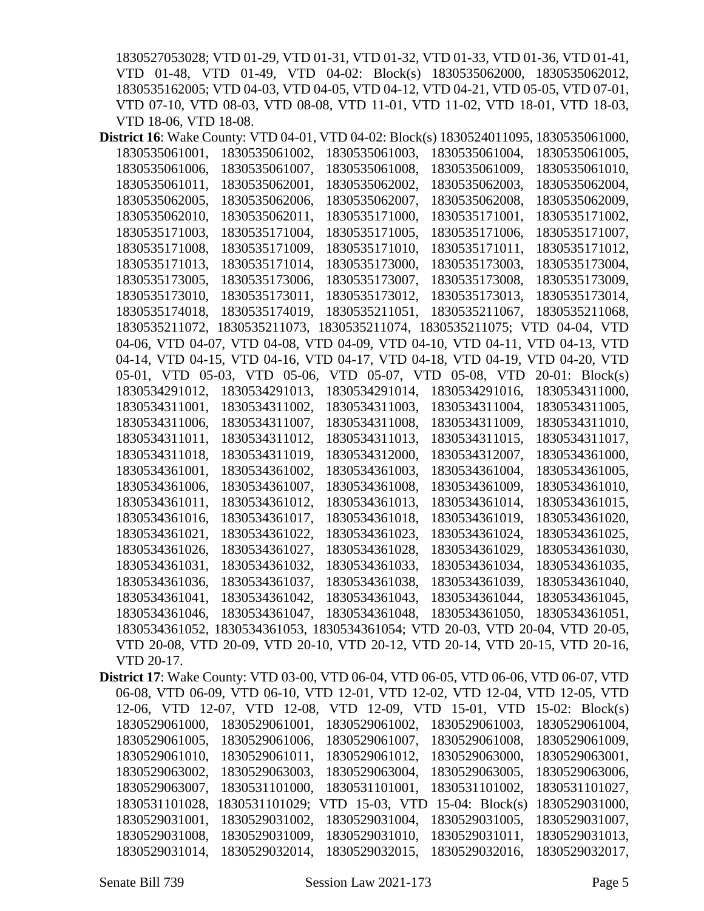1830527053028; VTD 01-29, VTD 01-31, VTD 01-32, VTD 01-33, VTD 01-36, VTD 01-41, VTD 01-48, VTD 01-49, VTD 04-02: Block(s) 1830535062000, 1830535062012, 1830535162005; VTD 04-03, VTD 04-05, VTD 04-12, VTD 04-21, VTD 05-05, VTD 07-01, VTD 07-10, VTD 08-03, VTD 08-08, VTD 11-01, VTD 11-02, VTD 18-01, VTD 18-03, VTD 18-06, VTD 18-08.

**District 16**: Wake County: VTD 04-01, VTD 04-02: Block(s) 1830524011095, 1830535061000, 1830535061001, 1830535061002, 1830535061003, 1830535061004, 1830535061005, 1830535061006, 1830535061007, 1830535061008, 1830535061009, 1830535061010, 1830535061011, 1830535062001, 1830535062002, 1830535062003, 1830535062004, 1830535062005, 1830535062006, 1830535062007, 1830535062008, 1830535062009, 1830535062010, 1830535062011, 1830535171000, 1830535171001, 1830535171002, 1830535171003, 1830535171004, 1830535171005, 1830535171006, 1830535171007, 1830535171008, 1830535171009, 1830535171010, 1830535171011, 1830535171012, 1830535171013, 1830535171014, 1830535173000, 1830535173003, 1830535173004, 1830535173005, 1830535173006, 1830535173007, 1830535173008, 1830535173009, 1830535173010, 1830535173011, 1830535173012, 1830535173013, 1830535173014, 1830535174018, 1830535174019, 1830535211051, 1830535211067, 1830535211068, 1830535211072, 1830535211073, 1830535211074, 1830535211075; VTD 04-04, VTD 04-06, VTD 04-07, VTD 04-08, VTD 04-09, VTD 04-10, VTD 04-11, VTD 04-13, VTD 04-14, VTD 04-15, VTD 04-16, VTD 04-17, VTD 04-18, VTD 04-19, VTD 04-20, VTD 05-01, VTD 05-03, VTD 05-06, VTD 05-07, VTD 05-08, VTD 20-01: Block(s) 1830534291012, 1830534291013, 1830534291014, 1830534291016, 1830534311000, 1830534311001, 1830534311002, 1830534311003, 1830534311004, 1830534311005, 1830534311006, 1830534311007, 1830534311008, 1830534311009, 1830534311010, 1830534311011, 1830534311012, 1830534311013, 1830534311015, 1830534311017, 1830534311018, 1830534311019, 1830534312000, 1830534312007, 1830534361000, 1830534361001, 1830534361002, 1830534361003, 1830534361004, 1830534361005, 1830534361006, 1830534361007, 1830534361008, 1830534361009, 1830534361010, 1830534361011, 1830534361012, 1830534361013, 1830534361014, 1830534361015, 1830534361016, 1830534361017, 1830534361018, 1830534361019, 1830534361020, 1830534361021, 1830534361022, 1830534361023, 1830534361024, 1830534361025, 1830534361026, 1830534361027, 1830534361028, 1830534361029, 1830534361030, 1830534361031, 1830534361032, 1830534361033, 1830534361034, 1830534361035, 1830534361036, 1830534361037, 1830534361038, 1830534361039, 1830534361040, 1830534361041, 1830534361042, 1830534361043, 1830534361044, 1830534361045, 1830534361046, 1830534361047, 1830534361048, 1830534361050, 1830534361051, 1830534361052, 1830534361053, 1830534361054; VTD 20-03, VTD 20-04, VTD 20-05, VTD 20-08, VTD 20-09, VTD 20-10, VTD 20-12, VTD 20-14, VTD 20-15, VTD 20-16, VTD 20-17.

**District 17**: Wake County: VTD 03-00, VTD 06-04, VTD 06-05, VTD 06-06, VTD 06-07, VTD 06-08, VTD 06-09, VTD 06-10, VTD 12-01, VTD 12-02, VTD 12-04, VTD 12-05, VTD 12-06, VTD 12-07, VTD 12-08, VTD 12-09, VTD 15-01, VTD 15-02: Block(s) 1830529061000, 1830529061001, 1830529061002, 1830529061003, 1830529061004, 1830529061005, 1830529061006, 1830529061007, 1830529061008, 1830529061009, 1830529061010, 1830529061011, 1830529061012, 1830529063000, 1830529063001, 1830529063002, 1830529063003, 1830529063004, 1830529063005, 1830529063006, 1830529063007, 1830531101000, 1830531101001, 1830531101002, 1830531101027, 1830531101028, 1830531101029; VTD 15-03, VTD 15-04: Block(s) 1830529031000, 1830529031001, 1830529031002, 1830529031004, 1830529031005, 1830529031007, 1830529031008, 1830529031009, 1830529031010, 1830529031011, 1830529031013, 1830529031014, 1830529032014, 1830529032015, 1830529032016, 1830529032017,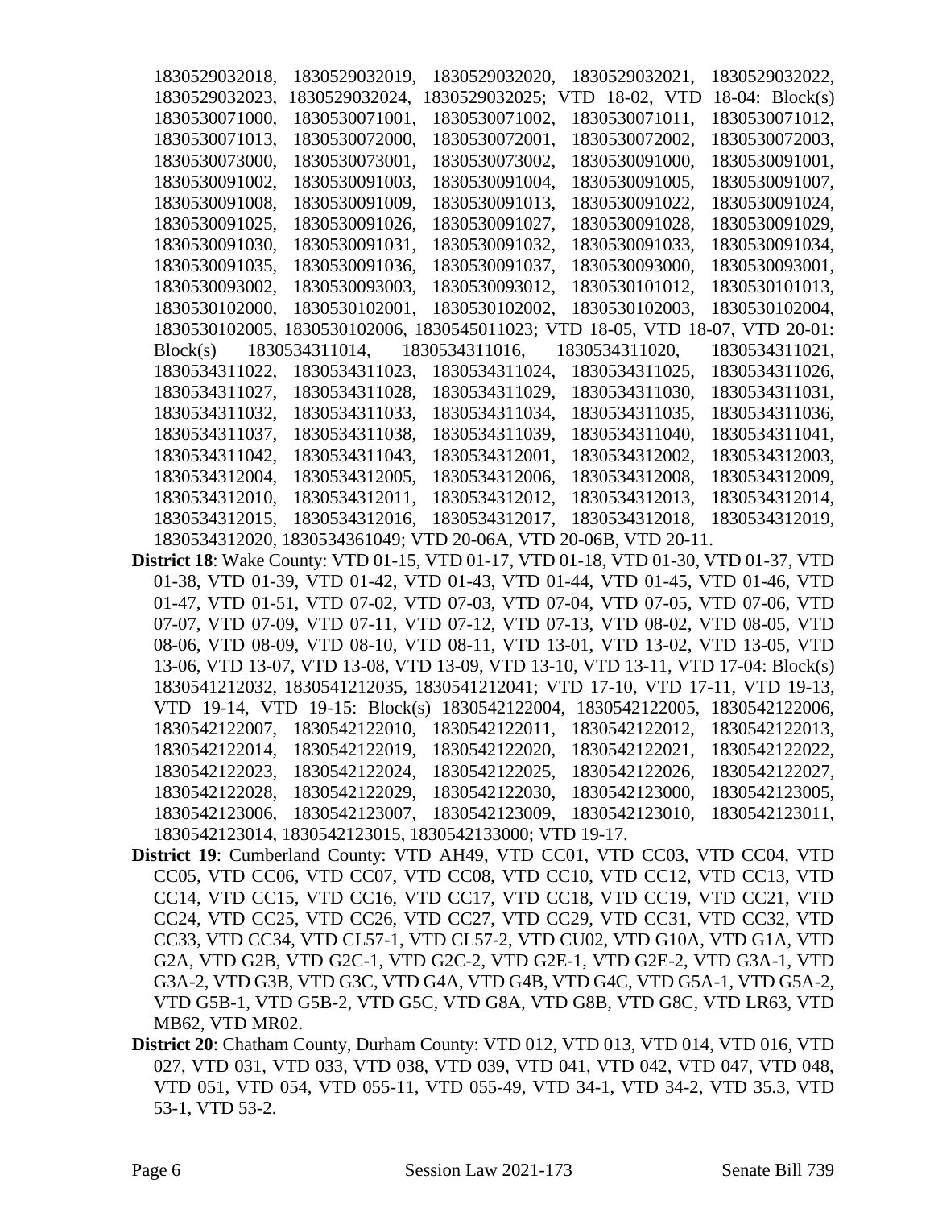1830529032018, 1830529032019, 1830529032020, 1830529032021, 1830529032022, 1830529032023, 1830529032024, 1830529032025; VTD 18-02, VTD 18-04: Block(s) 1830530071000, 1830530071001, 1830530071002, 1830530071011, 1830530071012, 1830530071013, 1830530072000, 1830530072001, 1830530072002, 1830530072003, 1830530073000, 1830530073001, 1830530073002, 1830530091000, 1830530091001, 1830530091002, 1830530091003, 1830530091004, 1830530091005, 1830530091007, 1830530091008, 1830530091009, 1830530091013, 1830530091022, 1830530091024, 1830530091025, 1830530091026, 1830530091027, 1830530091028, 1830530091029, 1830530091030, 1830530091031, 1830530091032, 1830530091033, 1830530091034, 1830530091035, 1830530091036, 1830530091037, 1830530093000, 1830530093001, 1830530093002, 1830530093003, 1830530093012, 1830530101012, 1830530101013, 1830530102000, 1830530102001, 1830530102002, 1830530102003, 1830530102004, 1830530102005, 1830530102006, 1830545011023; VTD 18-05, VTD 18-07, VTD 20-01: Block(s) 1830534311014, 1830534311016, 1830534311020, 1830534311021, 1830534311022, 1830534311023, 1830534311024, 1830534311025, 1830534311026, 1830534311027, 1830534311028, 1830534311029, 1830534311030, 1830534311031, 1830534311032, 1830534311033, 1830534311034, 1830534311035, 1830534311036, 1830534311037, 1830534311038, 1830534311039, 1830534311040, 1830534311041, 1830534311042, 1830534311043, 1830534312001, 1830534312002, 1830534312003, 1830534312004, 1830534312005, 1830534312006, 1830534312008, 1830534312009, 1830534312010, 1830534312011, 1830534312012, 1830534312013, 1830534312014, 1830534312015, 1830534312016, 1830534312017, 1830534312018, 1830534312019, 1830534312020, 1830534361049; VTD 20-06A, VTD 20-06B, VTD 20-11.

**District 18**: Wake County: VTD 01-15, VTD 01-17, VTD 01-18, VTD 01-30, VTD 01-37, VTD 01-38, VTD 01-39, VTD 01-42, VTD 01-43, VTD 01-44, VTD 01-45, VTD 01-46, VTD 01-47, VTD 01-51, VTD 07-02, VTD 07-03, VTD 07-04, VTD 07-05, VTD 07-06, VTD 07-07, VTD 07-09, VTD 07-11, VTD 07-12, VTD 07-13, VTD 08-02, VTD 08-05, VTD 08-06, VTD 08-09, VTD 08-10, VTD 08-11, VTD 13-01, VTD 13-02, VTD 13-05, VTD 13-06, VTD 13-07, VTD 13-08, VTD 13-09, VTD 13-10, VTD 13-11, VTD 17-04: Block(s) 1830541212032, 1830541212035, 1830541212041; VTD 17-10, VTD 17-11, VTD 19-13, VTD 19-14, VTD 19-15: Block(s) 1830542122004, 1830542122005, 1830542122006, 1830542122007, 1830542122010, 1830542122011, 1830542122012, 1830542122013, 1830542122014, 1830542122019, 1830542122020, 1830542122021, 1830542122022, 1830542122023, 1830542122024, 1830542122025, 1830542122026, 1830542122027, 1830542122028, 1830542122029, 1830542122030, 1830542123000, 1830542123005, 1830542123006, 1830542123007, 1830542123009, 1830542123010, 1830542123011, 1830542123014, 1830542123015, 1830542133000; VTD 19-17.

**District 19**: Cumberland County: VTD AH49, VTD CC01, VTD CC03, VTD CC04, VTD CC05, VTD CC06, VTD CC07, VTD CC08, VTD CC10, VTD CC12, VTD CC13, VTD CC14, VTD CC15, VTD CC16, VTD CC17, VTD CC18, VTD CC19, VTD CC21, VTD CC24, VTD CC25, VTD CC26, VTD CC27, VTD CC29, VTD CC31, VTD CC32, VTD CC33, VTD CC34, VTD CL57-1, VTD CL57-2, VTD CU02, VTD G10A, VTD G1A, VTD G2A, VTD G2B, VTD G2C-1, VTD G2C-2, VTD G2E-1, VTD G2E-2, VTD G3A-1, VTD G3A-2, VTD G3B, VTD G3C, VTD G4A, VTD G4B, VTD G4C, VTD G5A-1, VTD G5A-2, VTD G5B-1, VTD G5B-2, VTD G5C, VTD G8A, VTD G8B, VTD G8C, VTD LR63, VTD MB62, VTD MR02.

**District 20**: Chatham County, Durham County: VTD 012, VTD 013, VTD 014, VTD 016, VTD 027, VTD 031, VTD 033, VTD 038, VTD 039, VTD 041, VTD 042, VTD 047, VTD 048, VTD 051, VTD 054, VTD 055-11, VTD 055-49, VTD 34-1, VTD 34-2, VTD 35.3, VTD 53-1, VTD 53-2.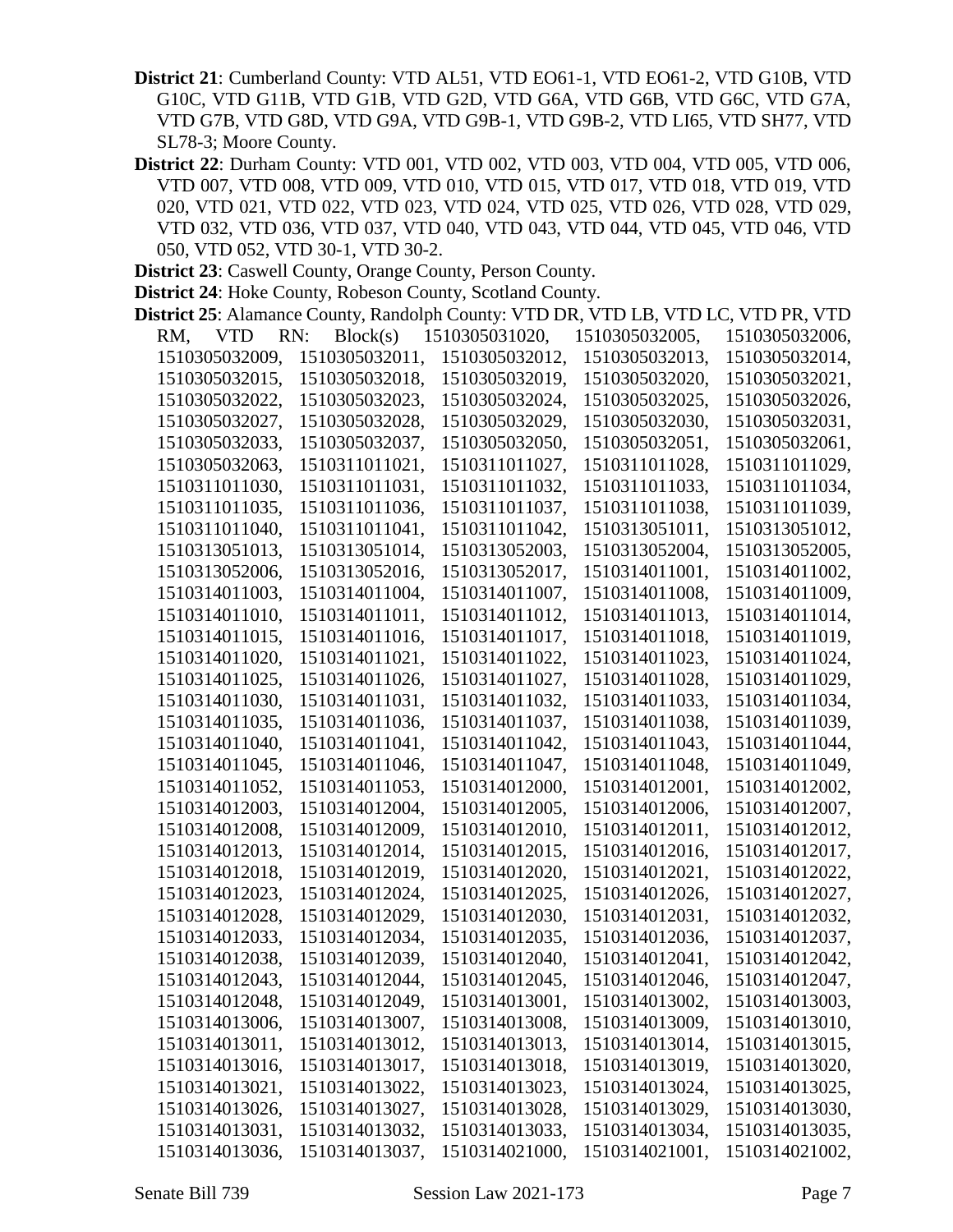**District 21**: Cumberland County: VTD AL51, VTD EO61-1, VTD EO61-2, VTD G10B, VTD G10C, VTD G11B, VTD G1B, VTD G2D, VTD G6A, VTD G6B, VTD G6C, VTD G7A, VTD G7B, VTD G8D, VTD G9A, VTD G9B-1, VTD G9B-2, VTD LI65, VTD SH77, VTD SL78-3; Moore County.

**District 22**: Durham County: VTD 001, VTD 002, VTD 003, VTD 004, VTD 005, VTD 006, VTD 007, VTD 008, VTD 009, VTD 010, VTD 015, VTD 017, VTD 018, VTD 019, VTD 020, VTD 021, VTD 022, VTD 023, VTD 024, VTD 025, VTD 026, VTD 028, VTD 029, VTD 032, VTD 036, VTD 037, VTD 040, VTD 043, VTD 044, VTD 045, VTD 046, VTD 050, VTD 052, VTD 30-1, VTD 30-2.

**District 23**: Caswell County, Orange County, Person County.

**District 24**: Hoke County, Robeson County, Scotland County.

**District 25**: Alamance County, Randolph County: VTD DR, VTD LB, VTD LC, VTD PR, VTD RM, VTD RN: Block(s) 1510305031020, 1510305032005, 1510305032006, 1510305032009, 1510305032011, 1510305032012, 1510305032013, 1510305032014, 1510305032015, 1510305032018, 1510305032019, 1510305032020, 1510305032021, 1510305032022, 1510305032023, 1510305032024, 1510305032025, 1510305032026, 1510305032027, 1510305032028, 1510305032029, 1510305032030, 1510305032031, 1510305032033, 1510305032037, 1510305032050, 1510305032051, 1510305032061, 1510305032063, 1510311011021, 1510311011027, 1510311011028, 1510311011029, 1510311011030, 1510311011031, 1510311011032, 1510311011033, 1510311011034, 1510311011035, 1510311011036, 1510311011037, 1510311011038, 1510311011039, 1510311011040, 1510311011041, 1510311011042, 1510313051011, 1510313051012, 1510313051013, 1510313051014, 1510313052003, 1510313052004, 1510313052005, 1510313052006, 1510313052016, 1510313052017, 1510314011001, 1510314011002, 1510314011003, 1510314011004, 1510314011007, 1510314011008, 1510314011009, 1510314011010, 1510314011011, 1510314011012, 1510314011013, 1510314011014, 1510314011015, 1510314011016, 1510314011017, 1510314011018, 1510314011019, 1510314011020, 1510314011021, 1510314011022, 1510314011023, 1510314011024, 1510314011025, 1510314011026, 1510314011027, 1510314011028, 1510314011029, 1510314011030, 1510314011031, 1510314011032, 1510314011033, 1510314011034, 1510314011035, 1510314011036, 1510314011037, 1510314011038, 1510314011039, 1510314011040, 1510314011041, 1510314011042, 1510314011043, 1510314011044, 1510314011045, 1510314011046, 1510314011047, 1510314011048, 1510314011049, 1510314011052, 1510314011053, 1510314012000, 1510314012001, 1510314012002, 1510314012003, 1510314012004, 1510314012005, 1510314012006, 1510314012007, 1510314012008, 1510314012009, 1510314012010, 1510314012011, 1510314012012, 1510314012013, 1510314012014, 1510314012015, 1510314012016, 1510314012017, 1510314012018, 1510314012019, 1510314012020, 1510314012021, 1510314012022, 1510314012023, 1510314012024, 1510314012025, 1510314012026, 1510314012027, 1510314012028, 1510314012029, 1510314012030, 1510314012031, 1510314012032, 1510314012033, 1510314012034, 1510314012035, 1510314012036, 1510314012037, 1510314012038, 1510314012039, 1510314012040, 1510314012041, 1510314012042, 1510314012043, 1510314012044, 1510314012045, 1510314012046, 1510314012047, 1510314012048, 1510314012049, 1510314013001, 1510314013002, 1510314013003, 1510314013006, 1510314013007, 1510314013008, 1510314013009, 1510314013010, 1510314013011, 1510314013012, 1510314013013, 1510314013014, 1510314013015, 1510314013016, 1510314013017, 1510314013018, 1510314013019, 1510314013020, 1510314013021, 1510314013022, 1510314013023, 1510314013024, 1510314013025, 1510314013026, 1510314013027, 1510314013028, 1510314013029, 1510314013030, 1510314013031, 1510314013032, 1510314013033, 1510314013034, 1510314013035, 1510314013036, 1510314013037, 1510314021000, 1510314021001, 1510314021002,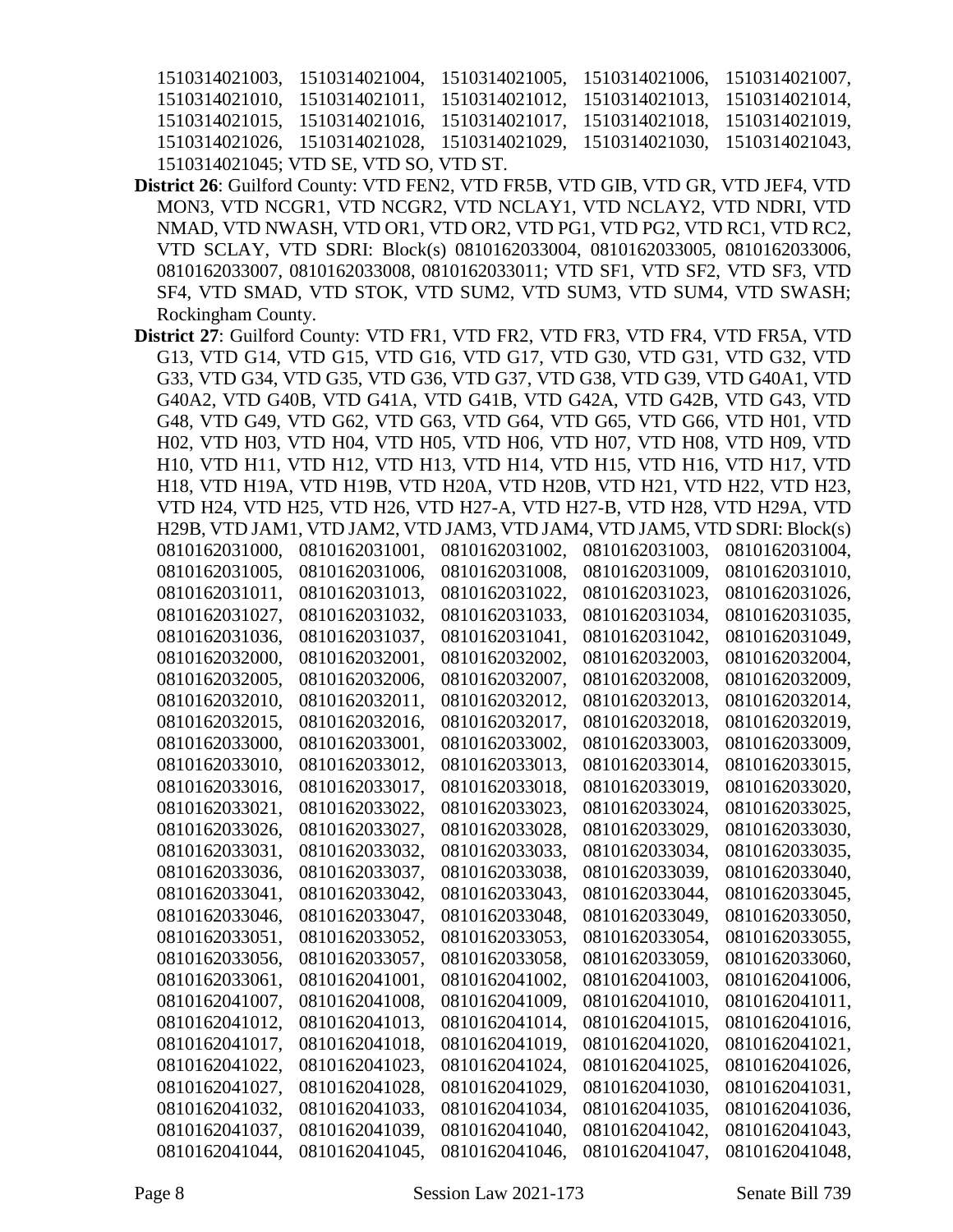1510314021003, 1510314021004, 1510314021005, 1510314021006, 1510314021007, 1510314021010, 1510314021011, 1510314021012, 1510314021013, 1510314021014, 1510314021015, 1510314021016, 1510314021017, 1510314021018, 1510314021019, 1510314021026, 1510314021028, 1510314021029, 1510314021030, 1510314021043, 1510314021045; VTD SE, VTD SO, VTD ST.

**District 26**: Guilford County: VTD FEN2, VTD FR5B, VTD GIB, VTD GR, VTD JEF4, VTD MON3, VTD NCGR1, VTD NCGR2, VTD NCLAY1, VTD NCLAY2, VTD NDRI, VTD NMAD, VTD NWASH, VTD OR1, VTD OR2, VTD PG1, VTD PG2, VTD RC1, VTD RC2, VTD SCLAY, VTD SDRI: Block(s) 0810162033004, 0810162033005, 0810162033006, 0810162033007, 0810162033008, 0810162033011; VTD SF1, VTD SF2, VTD SF3, VTD SF4, VTD SMAD, VTD STOK, VTD SUM2, VTD SUM3, VTD SUM4, VTD SWASH; Rockingham County.

**District 27**: Guilford County: VTD FR1, VTD FR2, VTD FR3, VTD FR4, VTD FR5A, VTD G13, VTD G14, VTD G15, VTD G16, VTD G17, VTD G30, VTD G31, VTD G32, VTD G33, VTD G34, VTD G35, VTD G36, VTD G37, VTD G38, VTD G39, VTD G40A1, VTD G40A2, VTD G40B, VTD G41A, VTD G41B, VTD G42A, VTD G42B, VTD G43, VTD G48, VTD G49, VTD G62, VTD G63, VTD G64, VTD G65, VTD G66, VTD H01, VTD H02, VTD H03, VTD H04, VTD H05, VTD H06, VTD H07, VTD H08, VTD H09, VTD H10, VTD H11, VTD H12, VTD H13, VTD H14, VTD H15, VTD H16, VTD H17, VTD H18, VTD H19A, VTD H19B, VTD H20A, VTD H20B, VTD H21, VTD H22, VTD H23, VTD H24, VTD H25, VTD H26, VTD H27-A, VTD H27-B, VTD H28, VTD H29A, VTD H29B, VTD JAM1, VTD JAM2, VTD JAM3, VTD JAM4, VTD JAM5, VTD SDRI: Block(s) 0810162031000, 0810162031001, 0810162031002, 0810162031003, 0810162031004, 0810162031005, 0810162031006, 0810162031008, 0810162031009, 0810162031010, 0810162031011, 0810162031013, 0810162031022, 0810162031023, 0810162031026, 0810162031027, 0810162031032, 0810162031033, 0810162031034, 0810162031035, 0810162031036, 0810162031037, 0810162031041, 0810162031042, 0810162031049, 0810162032000, 0810162032001, 0810162032002, 0810162032003, 0810162032004, 0810162032005, 0810162032006, 0810162032007, 0810162032008, 0810162032009, 0810162032010, 0810162032011, 0810162032012, 0810162032013, 0810162032014, 0810162032015, 0810162032016, 0810162032017, 0810162032018, 0810162032019, 0810162033000, 0810162033001, 0810162033002, 0810162033003, 0810162033009, 0810162033010, 0810162033012, 0810162033013, 0810162033014, 0810162033015, 0810162033016, 0810162033017, 0810162033018, 0810162033019, 0810162033020, 0810162033021, 0810162033022, 0810162033023, 0810162033024, 0810162033025, 0810162033026, 0810162033027, 0810162033028, 0810162033029, 0810162033030, 0810162033031, 0810162033032, 0810162033033, 0810162033034, 0810162033035, 0810162033036, 0810162033037, 0810162033038, 0810162033039, 0810162033040, 0810162033041, 0810162033042, 0810162033043, 0810162033044, 0810162033045, 0810162033046, 0810162033047, 0810162033048, 0810162033049, 0810162033050, 0810162033051, 0810162033052, 0810162033053, 0810162033054, 0810162033055, 0810162033056, 0810162033057, 0810162033058, 0810162033059, 0810162033060, 0810162033061, 0810162041001, 0810162041002, 0810162041003, 0810162041006, 0810162041007, 0810162041008, 0810162041009, 0810162041010, 0810162041011, 0810162041012, 0810162041013, 0810162041014, 0810162041015, 0810162041016, 0810162041017, 0810162041018, 0810162041019, 0810162041020, 0810162041021, 0810162041022, 0810162041023, 0810162041024, 0810162041025, 0810162041026, 0810162041027, 0810162041028, 0810162041029, 0810162041030, 0810162041031, 0810162041032, 0810162041033, 0810162041034, 0810162041035, 0810162041036, 0810162041037, 0810162041039, 0810162041040, 0810162041042, 0810162041043, 0810162041044, 0810162041045, 0810162041046, 0810162041047, 0810162041048,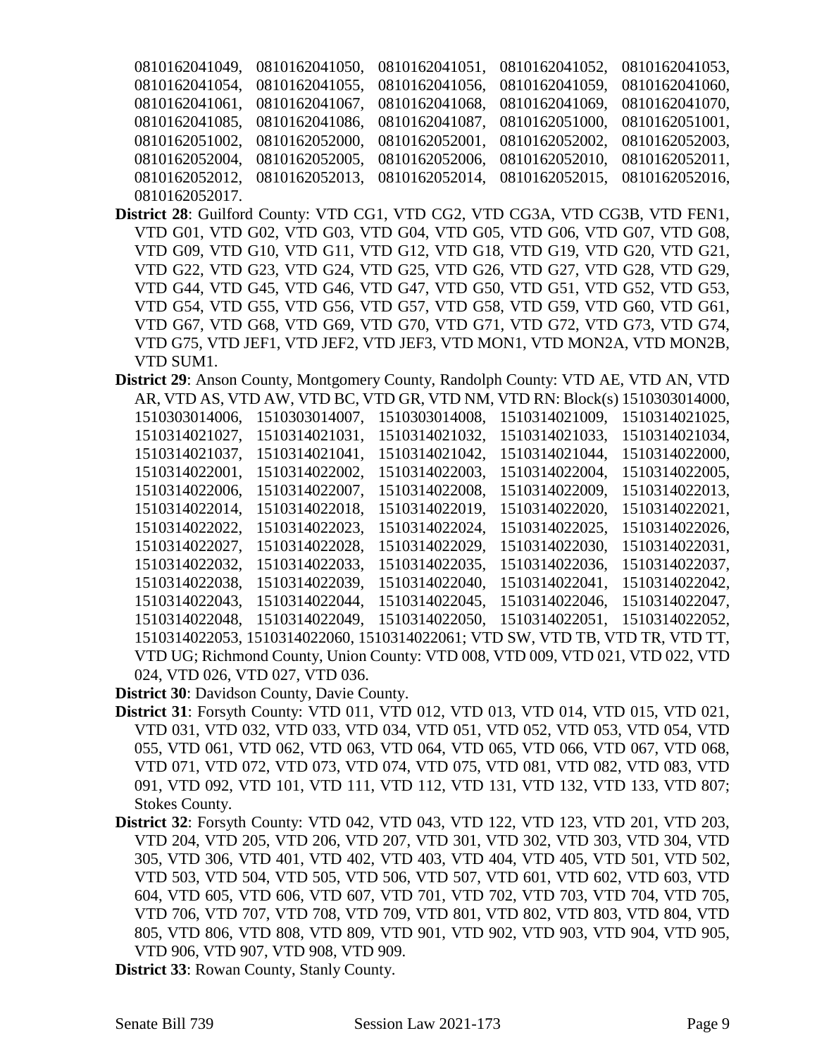0810162041049, 0810162041050, 0810162041051, 0810162041052, 0810162041053, 0810162041054, 0810162041055, 0810162041056, 0810162041059, 0810162041060, 0810162041061, 0810162041067, 0810162041068, 0810162041069, 0810162041070, 0810162041085, 0810162041086, 0810162041087, 0810162051000, 0810162051001, 0810162051002, 0810162052000, 0810162052001, 0810162052002, 0810162052003, 0810162052004, 0810162052005, 0810162052006, 0810162052010, 0810162052011, 0810162052012, 0810162052013, 0810162052014, 0810162052015, 0810162052016, 0810162052017.

**District 28**: Guilford County: VTD CG1, VTD CG2, VTD CG3A, VTD CG3B, VTD FEN1, VTD G01, VTD G02, VTD G03, VTD G04, VTD G05, VTD G06, VTD G07, VTD G08, VTD G09, VTD G10, VTD G11, VTD G12, VTD G18, VTD G19, VTD G20, VTD G21, VTD G22, VTD G23, VTD G24, VTD G25, VTD G26, VTD G27, VTD G28, VTD G29, VTD G44, VTD G45, VTD G46, VTD G47, VTD G50, VTD G51, VTD G52, VTD G53, VTD G54, VTD G55, VTD G56, VTD G57, VTD G58, VTD G59, VTD G60, VTD G61, VTD G67, VTD G68, VTD G69, VTD G70, VTD G71, VTD G72, VTD G73, VTD G74, VTD G75, VTD JEF1, VTD JEF2, VTD JEF3, VTD MON1, VTD MON2A, VTD MON2B, VTD SUM1.

**District 29**: Anson County, Montgomery County, Randolph County: VTD AE, VTD AN, VTD AR, VTD AS, VTD AW, VTD BC, VTD GR, VTD NM, VTD RN: Block(s) 1510303014000, 1510303014006, 1510303014007, 1510303014008, 1510314021009, 1510314021025, 1510314021027, 1510314021031, 1510314021032, 1510314021033, 1510314021034, 1510314021037, 1510314021041, 1510314021042, 1510314021044, 1510314022000, 1510314022001, 1510314022002, 1510314022003, 1510314022004, 1510314022005, 1510314022006, 1510314022007, 1510314022008, 1510314022009, 1510314022013, 1510314022014, 1510314022018, 1510314022019, 1510314022020, 1510314022021, 1510314022022, 1510314022023, 1510314022024, 1510314022025, 1510314022026, 1510314022027, 1510314022028, 1510314022029, 1510314022030, 1510314022031, 1510314022032, 1510314022033, 1510314022035, 1510314022036, 1510314022037, 1510314022038, 1510314022039, 1510314022040, 1510314022041, 1510314022042, 1510314022043, 1510314022044, 1510314022045, 1510314022046, 1510314022047, 1510314022048, 1510314022049, 1510314022050, 1510314022051, 1510314022052, 1510314022053, 1510314022060, 1510314022061; VTD SW, VTD TB, VTD TR, VTD TT, VTD UG; Richmond County, Union County: VTD 008, VTD 009, VTD 021, VTD 022, VTD 024, VTD 026, VTD 027, VTD 036.

**District 30**: Davidson County, Davie County.

**District 31**: Forsyth County: VTD 011, VTD 012, VTD 013, VTD 014, VTD 015, VTD 021, VTD 031, VTD 032, VTD 033, VTD 034, VTD 051, VTD 052, VTD 053, VTD 054, VTD 055, VTD 061, VTD 062, VTD 063, VTD 064, VTD 065, VTD 066, VTD 067, VTD 068, VTD 071, VTD 072, VTD 073, VTD 074, VTD 075, VTD 081, VTD 082, VTD 083, VTD 091, VTD 092, VTD 101, VTD 111, VTD 112, VTD 131, VTD 132, VTD 133, VTD 807; Stokes County.

**District 32**: Forsyth County: VTD 042, VTD 043, VTD 122, VTD 123, VTD 201, VTD 203, VTD 204, VTD 205, VTD 206, VTD 207, VTD 301, VTD 302, VTD 303, VTD 304, VTD 305, VTD 306, VTD 401, VTD 402, VTD 403, VTD 404, VTD 405, VTD 501, VTD 502, VTD 503, VTD 504, VTD 505, VTD 506, VTD 507, VTD 601, VTD 602, VTD 603, VTD 604, VTD 605, VTD 606, VTD 607, VTD 701, VTD 702, VTD 703, VTD 704, VTD 705, VTD 706, VTD 707, VTD 708, VTD 709, VTD 801, VTD 802, VTD 803, VTD 804, VTD 805, VTD 806, VTD 808, VTD 809, VTD 901, VTD 902, VTD 903, VTD 904, VTD 905, VTD 906, VTD 907, VTD 908, VTD 909.

**District 33**: Rowan County, Stanly County.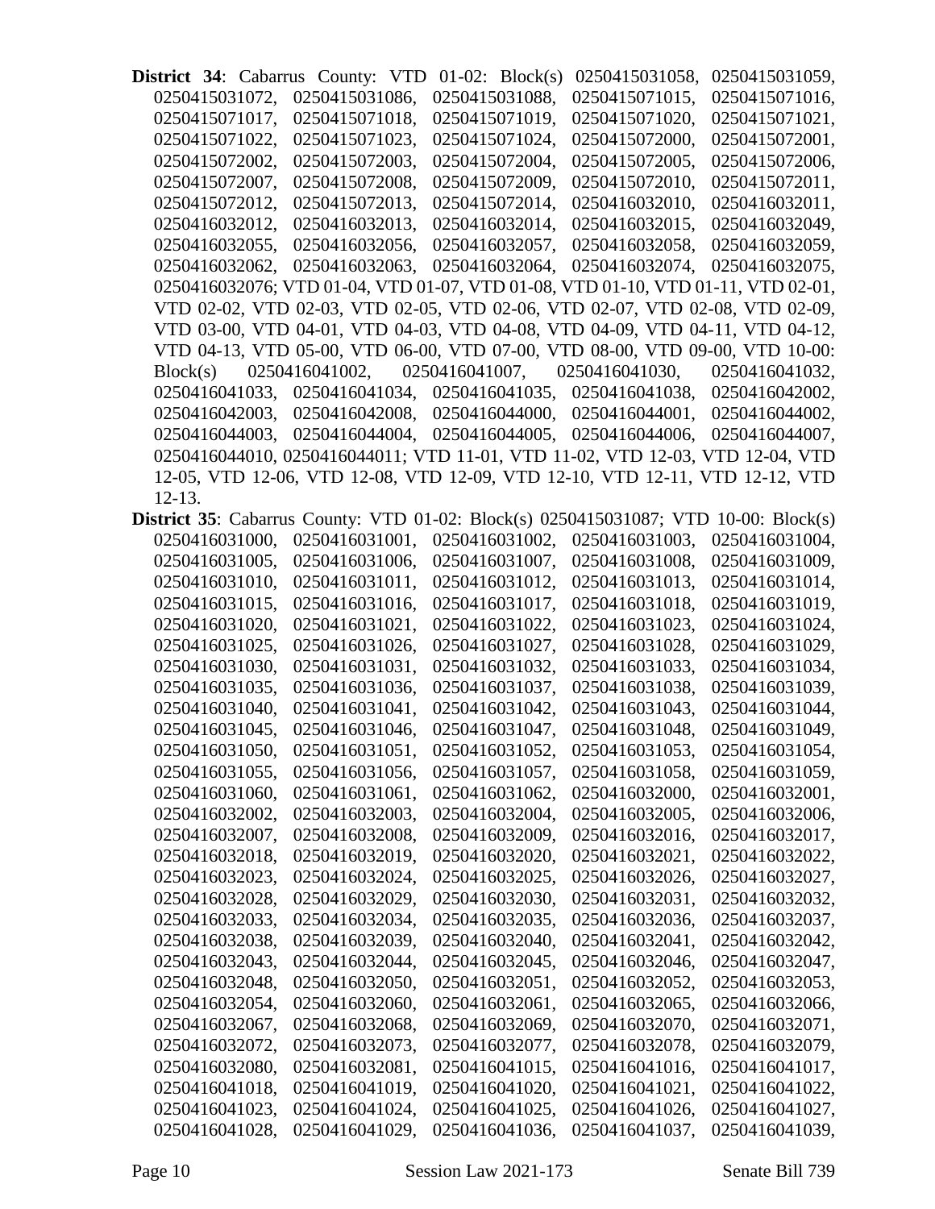**District 34**: Cabarrus County: VTD 01-02: Block(s) 0250415031058, 0250415031059, 0250415031072, 0250415031086, 0250415031088, 0250415071015, 0250415071016, 0250415071017, 0250415071018, 0250415071019, 0250415071020, 0250415071021, 0250415071022, 0250415071023, 0250415071024, 0250415072000, 0250415072001, 0250415072002, 0250415072003, 0250415072004, 0250415072005, 0250415072006, 0250415072007, 0250415072008, 0250415072009, 0250415072010, 0250415072011, 0250415072012, 0250415072013, 0250415072014, 0250416032010, 0250416032011, 0250416032012, 0250416032013, 0250416032014, 0250416032015, 0250416032049, 0250416032055, 0250416032056, 0250416032057, 0250416032058, 0250416032059, 0250416032062, 0250416032063, 0250416032064, 0250416032074, 0250416032075, 0250416032076; VTD 01-04, VTD 01-07, VTD 01-08, VTD 01-10, VTD 01-11, VTD 02-01, VTD 02-02, VTD 02-03, VTD 02-05, VTD 02-06, VTD 02-07, VTD 02-08, VTD 02-09, VTD 03-00, VTD 04-01, VTD 04-03, VTD 04-08, VTD 04-09, VTD 04-11, VTD 04-12, VTD 04-13, VTD 05-00, VTD 06-00, VTD 07-00, VTD 08-00, VTD 09-00, VTD 10-00: Block(s) 0250416041002, 0250416041007, 0250416041030, 0250416041032, 0250416041033, 0250416041034, 0250416041035, 0250416041038, 0250416042002, 0250416042003, 0250416042008, 0250416044000, 0250416044001, 0250416044002, 0250416044003, 0250416044004, 0250416044005, 0250416044006, 0250416044007, 0250416044010, 0250416044011; VTD 11-01, VTD 11-02, VTD 12-03, VTD 12-04, VTD 12-05, VTD 12-06, VTD 12-08, VTD 12-09, VTD 12-10, VTD 12-11, VTD 12-12, VTD 12-13.

**District 35**: Cabarrus County: VTD 01-02: Block(s) 0250415031087; VTD 10-00: Block(s) 0250416031000, 0250416031001, 0250416031002, 0250416031003, 0250416031004, 0250416031005, 0250416031006, 0250416031007, 0250416031008, 0250416031009, 0250416031010, 0250416031011, 0250416031012, 0250416031013, 0250416031014, 0250416031015, 0250416031016, 0250416031017, 0250416031018, 0250416031019, 0250416031020, 0250416031021, 0250416031022, 0250416031023, 0250416031024, 0250416031025, 0250416031026, 0250416031027, 0250416031028, 0250416031029, 0250416031030, 0250416031031, 0250416031032, 0250416031033, 0250416031034, 0250416031035, 0250416031036, 0250416031037, 0250416031038, 0250416031039, 0250416031040, 0250416031041, 0250416031042, 0250416031043, 0250416031044, 0250416031045, 0250416031046, 0250416031047, 0250416031048, 0250416031049, 0250416031050, 0250416031051, 0250416031052, 0250416031053, 0250416031054, 0250416031055, 0250416031056, 0250416031057, 0250416031058, 0250416031059, 0250416031060, 0250416031061, 0250416031062, 0250416032000, 0250416032001, 0250416032002, 0250416032003, 0250416032004, 0250416032005, 0250416032006, 0250416032007, 0250416032008, 0250416032009, 0250416032016, 0250416032017, 0250416032018, 0250416032019, 0250416032020, 0250416032021, 0250416032022, 0250416032023, 0250416032024, 0250416032025, 0250416032026, 0250416032027, 0250416032028, 0250416032029, 0250416032030, 0250416032031, 0250416032032, 0250416032033, 0250416032034, 0250416032035, 0250416032036, 0250416032037, 0250416032038, 0250416032039, 0250416032040, 0250416032041, 0250416032042, 0250416032043, 0250416032044, 0250416032045, 0250416032046, 0250416032047, 0250416032048, 0250416032050, 0250416032051, 0250416032052, 0250416032053, 0250416032054, 0250416032060, 0250416032061, 0250416032065, 0250416032066, 0250416032067, 0250416032068, 0250416032069, 0250416032070, 0250416032071, 0250416032072, 0250416032073, 0250416032077, 0250416032078, 0250416032079, 0250416032080, 0250416032081, 0250416041015, 0250416041016, 0250416041017, 0250416041018, 0250416041019, 0250416041020, 0250416041021, 0250416041022, 0250416041023, 0250416041024, 0250416041025, 0250416041026, 0250416041027, 0250416041028, 0250416041029, 0250416041036, 0250416041037, 0250416041039,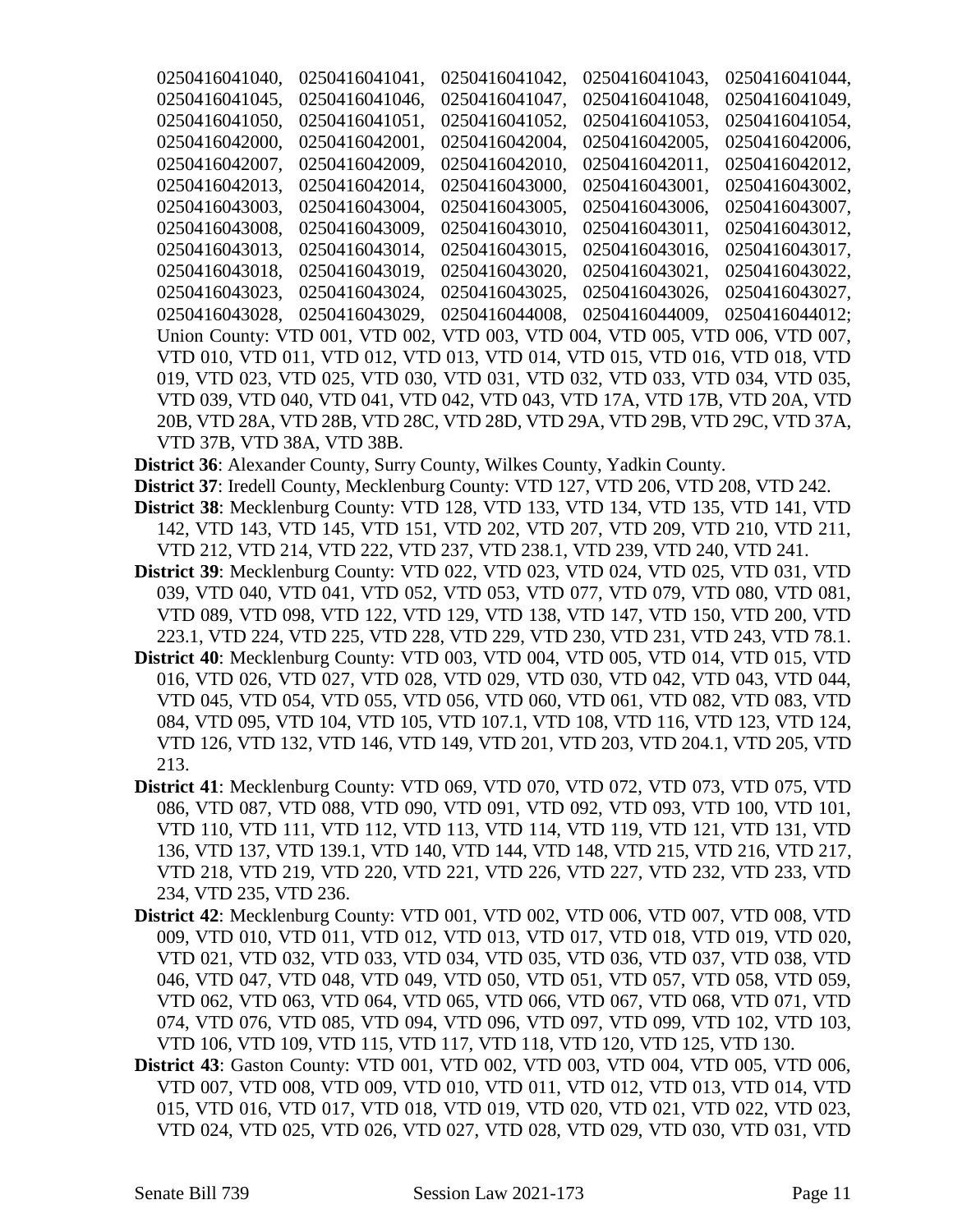0250416041040, 0250416041041, 0250416041042, 0250416041043, 0250416041044, 0250416041045, 0250416041046, 0250416041047, 0250416041048, 0250416041049, 0250416041050, 0250416041051, 0250416041052, 0250416041053, 0250416041054, 0250416042000, 0250416042001, 0250416042004, 0250416042005, 0250416042006, 0250416042007, 0250416042009, 0250416042010, 0250416042011, 0250416042012, 0250416042013, 0250416042014, 0250416043000, 0250416043001, 0250416043002, 0250416043003, 0250416043004, 0250416043005, 0250416043006, 0250416043007, 0250416043008, 0250416043009, 0250416043010, 0250416043011, 0250416043012, 0250416043013, 0250416043014, 0250416043015, 0250416043016, 0250416043017, 0250416043018, 0250416043019, 0250416043020, 0250416043021, 0250416043022, 0250416043023, 0250416043024, 0250416043025, 0250416043026, 0250416043027, 0250416043028, 0250416043029, 0250416044008, 0250416044009, 0250416044012; Union County: VTD 001, VTD 002, VTD 003, VTD 004, VTD 005, VTD 006, VTD 007, VTD 010, VTD 011, VTD 012, VTD 013, VTD 014, VTD 015, VTD 016, VTD 018, VTD 019, VTD 023, VTD 025, VTD 030, VTD 031, VTD 032, VTD 033, VTD 034, VTD 035, VTD 039, VTD 040, VTD 041, VTD 042, VTD 043, VTD 17A, VTD 17B, VTD 20A, VTD 20B, VTD 28A, VTD 28B, VTD 28C, VTD 28D, VTD 29A, VTD 29B, VTD 29C, VTD 37A, VTD 37B, VTD 38A, VTD 38B.

**District 36**: Alexander County, Surry County, Wilkes County, Yadkin County.

**District 37**: Iredell County, Mecklenburg County: VTD 127, VTD 206, VTD 208, VTD 242.

**District 38**: Mecklenburg County: VTD 128, VTD 133, VTD 134, VTD 135, VTD 141, VTD 142, VTD 143, VTD 145, VTD 151, VTD 202, VTD 207, VTD 209, VTD 210, VTD 211, VTD 212, VTD 214, VTD 222, VTD 237, VTD 238.1, VTD 239, VTD 240, VTD 241.

**District 39**: Mecklenburg County: VTD 022, VTD 023, VTD 024, VTD 025, VTD 031, VTD 039, VTD 040, VTD 041, VTD 052, VTD 053, VTD 077, VTD 079, VTD 080, VTD 081, VTD 089, VTD 098, VTD 122, VTD 129, VTD 138, VTD 147, VTD 150, VTD 200, VTD 223.1, VTD 224, VTD 225, VTD 228, VTD 229, VTD 230, VTD 231, VTD 243, VTD 78.1.

**District 40**: Mecklenburg County: VTD 003, VTD 004, VTD 005, VTD 014, VTD 015, VTD 016, VTD 026, VTD 027, VTD 028, VTD 029, VTD 030, VTD 042, VTD 043, VTD 044, VTD 045, VTD 054, VTD 055, VTD 056, VTD 060, VTD 061, VTD 082, VTD 083, VTD 084, VTD 095, VTD 104, VTD 105, VTD 107.1, VTD 108, VTD 116, VTD 123, VTD 124, VTD 126, VTD 132, VTD 146, VTD 149, VTD 201, VTD 203, VTD 204.1, VTD 205, VTD 213.

**District 41**: Mecklenburg County: VTD 069, VTD 070, VTD 072, VTD 073, VTD 075, VTD 086, VTD 087, VTD 088, VTD 090, VTD 091, VTD 092, VTD 093, VTD 100, VTD 101, VTD 110, VTD 111, VTD 112, VTD 113, VTD 114, VTD 119, VTD 121, VTD 131, VTD 136, VTD 137, VTD 139.1, VTD 140, VTD 144, VTD 148, VTD 215, VTD 216, VTD 217, VTD 218, VTD 219, VTD 220, VTD 221, VTD 226, VTD 227, VTD 232, VTD 233, VTD 234, VTD 235, VTD 236.

**District 42**: Mecklenburg County: VTD 001, VTD 002, VTD 006, VTD 007, VTD 008, VTD 009, VTD 010, VTD 011, VTD 012, VTD 013, VTD 017, VTD 018, VTD 019, VTD 020, VTD 021, VTD 032, VTD 033, VTD 034, VTD 035, VTD 036, VTD 037, VTD 038, VTD 046, VTD 047, VTD 048, VTD 049, VTD 050, VTD 051, VTD 057, VTD 058, VTD 059, VTD 062, VTD 063, VTD 064, VTD 065, VTD 066, VTD 067, VTD 068, VTD 071, VTD 074, VTD 076, VTD 085, VTD 094, VTD 096, VTD 097, VTD 099, VTD 102, VTD 103, VTD 106, VTD 109, VTD 115, VTD 117, VTD 118, VTD 120, VTD 125, VTD 130.

**District 43**: Gaston County: VTD 001, VTD 002, VTD 003, VTD 004, VTD 005, VTD 006, VTD 007, VTD 008, VTD 009, VTD 010, VTD 011, VTD 012, VTD 013, VTD 014, VTD 015, VTD 016, VTD 017, VTD 018, VTD 019, VTD 020, VTD 021, VTD 022, VTD 023, VTD 024, VTD 025, VTD 026, VTD 027, VTD 028, VTD 029, VTD 030, VTD 031, VTD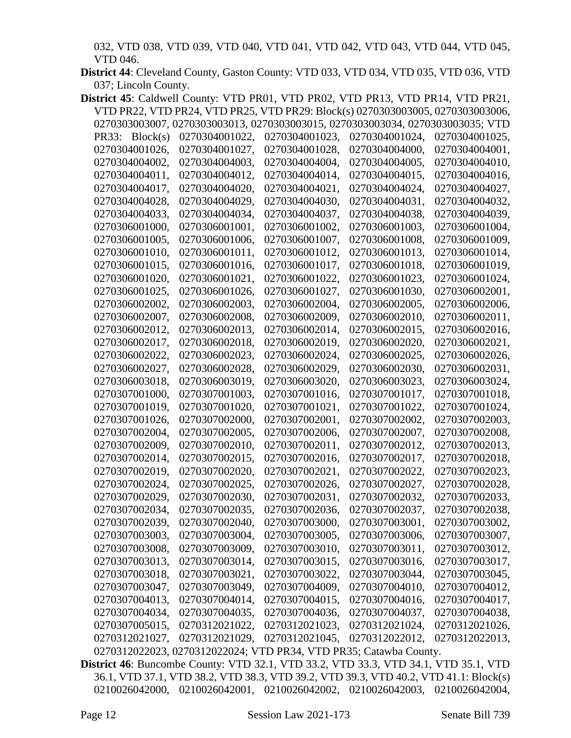032, VTD 038, VTD 039, VTD 040, VTD 041, VTD 042, VTD 043, VTD 044, VTD 045, VTD 046.

**District 44**: Cleveland County, Gaston County: VTD 033, VTD 034, VTD 035, VTD 036, VTD 037; Lincoln County.

**District 45**: Caldwell County: VTD PR01, VTD PR02, VTD PR13, VTD PR14, VTD PR21, VTD PR22, VTD PR24, VTD PR25, VTD PR29: Block(s) 0270303003005, 0270303003006, 0270303003007, 0270303003013, 0270303003015, 0270303003034, 0270303003035; VTD PR33: Block(s) 0270304001022, 0270304001023, 0270304001024, 0270304001025, 0270304001026, 0270304001027, 0270304001028, 0270304004000, 0270304004001, 0270304004002, 0270304004003, 0270304004004, 0270304004005, 0270304004010, 0270304004011, 0270304004012, 0270304004014, 0270304004015, 0270304004016, 0270304004017, 0270304004020, 0270304004021, 0270304004024, 0270304004027, 0270304004028, 0270304004029, 0270304004030, 0270304004031, 0270304004032, 0270304004033, 0270304004034, 0270304004037, 0270304004038, 0270304004039, 0270306001000, 0270306001001, 0270306001002, 0270306001003, 0270306001004, 0270306001005, 0270306001006, 0270306001007, 0270306001008, 0270306001009, 0270306001010, 0270306001011, 0270306001012, 0270306001013, 0270306001014, 0270306001015, 0270306001016, 0270306001017, 0270306001018, 0270306001019, 0270306001020, 0270306001021, 0270306001022, 0270306001023, 0270306001024, 0270306001025, 0270306001026, 0270306001027, 0270306001030, 0270306002001, 0270306002002, 0270306002003, 0270306002004, 0270306002005, 0270306002006, 0270306002007, 0270306002008, 0270306002009, 0270306002010, 0270306002011, 0270306002012, 0270306002013, 0270306002014, 0270306002015, 0270306002016, 0270306002017, 0270306002018, 0270306002019, 0270306002020, 0270306002021, 0270306002022, 0270306002023, 0270306002024, 0270306002025, 0270306002026, 0270306002027, 0270306002028, 0270306002029, 0270306002030, 0270306002031, 0270306003018, 0270306003019, 0270306003020, 0270306003023, 0270306003024, 0270307001000, 0270307001003, 0270307001016, 0270307001017, 0270307001018, 0270307001019, 0270307001020, 0270307001021, 0270307001022, 0270307001024, 0270307001026, 0270307002000, 0270307002001, 0270307002002, 0270307002003, 0270307002004, 0270307002005, 0270307002006, 0270307002007, 0270307002008, 0270307002009, 0270307002010, 0270307002011, 0270307002012, 0270307002013, 0270307002014, 0270307002015, 0270307002016, 0270307002017, 0270307002018, 0270307002019, 0270307002020, 0270307002021, 0270307002022, 0270307002023, 0270307002024, 0270307002025, 0270307002026, 0270307002027, 0270307002028, 0270307002029, 0270307002030, 0270307002031, 0270307002032, 0270307002033, 0270307002034, 0270307002035, 0270307002036, 0270307002037, 0270307002038, 0270307002039, 0270307002040, 0270307003000, 0270307003001, 0270307003002, 0270307003003, 0270307003004, 0270307003005, 0270307003006, 0270307003007, 0270307003008, 0270307003009, 0270307003010, 0270307003011, 0270307003012, 0270307003013, 0270307003014, 0270307003015, 0270307003016, 0270307003017, 0270307003018, 0270307003021, 0270307003022, 0270307003044, 0270307003045, 0270307003047, 0270307003049, 0270307004009, 0270307004010, 0270307004012, 0270307004013, 0270307004014, 0270307004015, 0270307004016, 0270307004017, 0270307004034, 0270307004035, 0270307004036, 0270307004037, 0270307004038, 0270307005015, 0270312021022, 0270312021023, 0270312021024, 0270312021026, 0270312021027, 0270312021029, 0270312021045, 0270312022012, 0270312022013, 0270312022023, 0270312022024; VTD PR34, VTD PR35; Catawba County.

**District 46**: Buncombe County: VTD 32.1, VTD 33.2, VTD 33.3, VTD 34.1, VTD 35.1, VTD 36.1, VTD 37.1, VTD 38.2, VTD 38.3, VTD 39.2, VTD 39.3, VTD 40.2, VTD 41.1: Block(s) 0210026042000, 0210026042001, 0210026042002, 0210026042003, 0210026042004,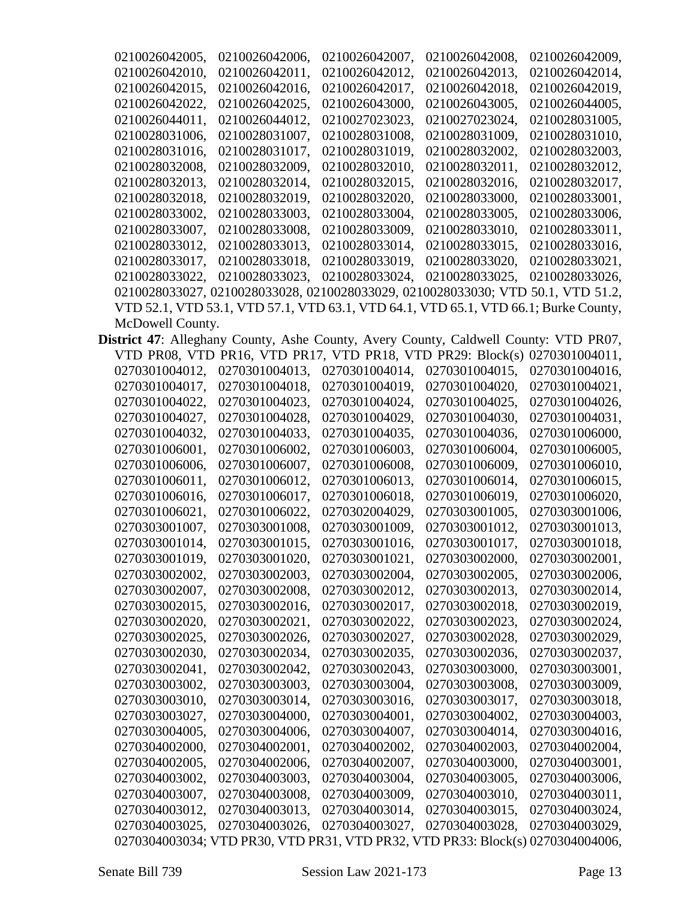0210026042005, 0210026042006, 0210026042007, 0210026042008, 0210026042009, 0210026042010, 0210026042011, 0210026042012, 0210026042013, 0210026042014, 0210026042015, 0210026042016, 0210026042017, 0210026042018, 0210026042019, 0210026042022, 0210026042025, 0210026043000, 0210026043005, 0210026044005, 0210026044011, 0210026044012, 0210027023023, 0210027023024, 0210028031005, 0210028031006, 0210028031007, 0210028031008, 0210028031009, 0210028031010, 0210028031016, 0210028031017, 0210028031019, 0210028032002, 0210028032003, 0210028032008, 0210028032009, 0210028032010, 0210028032011, 0210028032012, 0210028032013, 0210028032014, 0210028032015, 0210028032016, 0210028032017, 0210028032018, 0210028032019, 0210028032020, 0210028033000, 0210028033001, 0210028033002, 0210028033003, 0210028033004, 0210028033005, 0210028033006, 0210028033007, 0210028033008, 0210028033009, 0210028033010, 0210028033011, 0210028033012, 0210028033013, 0210028033014, 0210028033015, 0210028033016, 0210028033017, 0210028033018, 0210028033019, 0210028033020, 0210028033021, 0210028033022, 0210028033023, 0210028033024, 0210028033025, 0210028033026, 0210028033027, 0210028033028, 0210028033029, 0210028033030; VTD 50.1, VTD 51.2, VTD 52.1, VTD 53.1, VTD 57.1, VTD 63.1, VTD 64.1, VTD 65.1, VTD 66.1; Burke County, McDowell County.

**District 47**: Alleghany County, Ashe County, Avery County, Caldwell County: VTD PR07, VTD PR08, VTD PR16, VTD PR17, VTD PR18, VTD PR29: Block(s) 0270301004011, 0270301004012, 0270301004013, 0270301004014, 0270301004015, 0270301004016, 0270301004017, 0270301004018, 0270301004019, 0270301004020, 0270301004021, 0270301004022, 0270301004023, 0270301004024, 0270301004025, 0270301004026, 0270301004027, 0270301004028, 0270301004029, 0270301004030, 0270301004031, 0270301004032, 0270301004033, 0270301004035, 0270301004036, 0270301006000, 0270301006001, 0270301006002, 0270301006003, 0270301006004, 0270301006005, 0270301006006, 0270301006007, 0270301006008, 0270301006009, 0270301006010, 0270301006011, 0270301006012, 0270301006013, 0270301006014, 0270301006015, 0270301006016, 0270301006017, 0270301006018, 0270301006019, 0270301006020, 0270301006021, 0270301006022, 0270302004029, 0270303001005, 0270303001006, 0270303001007, 0270303001008, 0270303001009, 0270303001012, 0270303001013, 0270303001014, 0270303001015, 0270303001016, 0270303001017, 0270303001018, 0270303001019, 0270303001020, 0270303001021, 0270303002000, 0270303002001, 0270303002002, 0270303002003, 0270303002004, 0270303002005, 0270303002006, 0270303002007, 0270303002008, 0270303002012, 0270303002013, 0270303002014, 0270303002015, 0270303002016, 0270303002017, 0270303002018, 0270303002019, 0270303002020, 0270303002021, 0270303002022, 0270303002023, 0270303002024, 0270303002025, 0270303002026, 0270303002027, 0270303002028, 0270303002029, 0270303002030, 0270303002034, 0270303002035, 0270303002036, 0270303002037, 0270303002041, 0270303002042, 0270303002043, 0270303003000, 0270303003001, 0270303003002, 0270303003003, 0270303003004, 0270303003008, 0270303003009, 0270303003010, 0270303003014, 0270303003016, 0270303003017, 0270303003018, 0270303003027, 0270303004000, 0270303004001, 0270303004002, 0270303004003, 0270303004005, 0270303004006, 0270303004007, 0270303004014, 0270303004016, 0270304002000, 0270304002001, 0270304002002, 0270304002003, 0270304002004, 0270304002005, 0270304002006, 0270304002007, 0270304003000, 0270304003001, 0270304003002, 0270304003003, 0270304003004, 0270304003005, 0270304003006, 0270304003007, 0270304003008, 0270304003009, 0270304003010, 0270304003011, 0270304003012, 0270304003013, 0270304003014, 0270304003015, 0270304003024, 0270304003025, 0270304003026, 0270304003027, 0270304003028, 0270304003029, 0270304003034; VTD PR30, VTD PR31, VTD PR32, VTD PR33: Block(s) 0270304004006,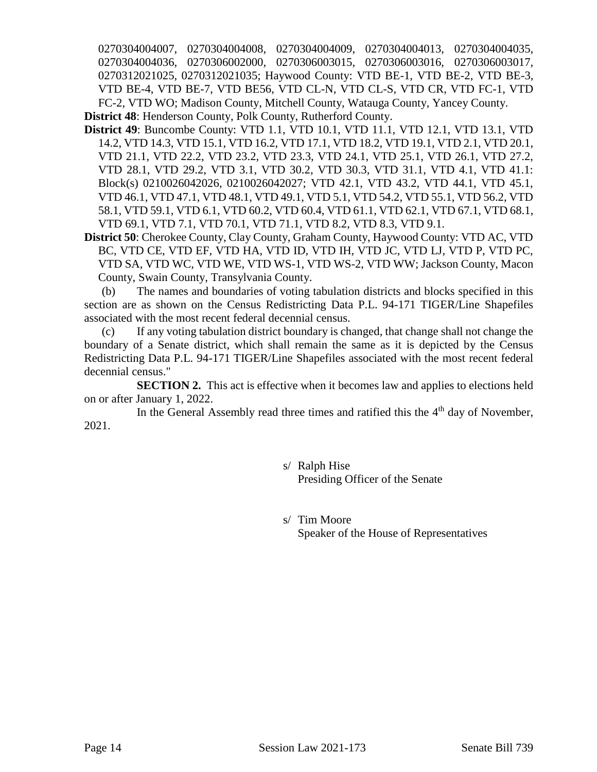0270304004007, 0270304004008, 0270304004009, 0270304004013, 0270304004035, 0270304004036, 0270306002000, 0270306003015, 0270306003016, 0270306003017, 0270312021025, 0270312021035; Haywood County: VTD BE-1, VTD BE-2, VTD BE-3, VTD BE-4, VTD BE-7, VTD BE56, VTD CL-N, VTD CL-S, VTD CR, VTD FC-1, VTD FC-2, VTD WO; Madison County, Mitchell County, Watauga County, Yancey County.

**District 48**: Henderson County, Polk County, Rutherford County.

**District 49**: Buncombe County: VTD 1.1, VTD 10.1, VTD 11.1, VTD 12.1, VTD 13.1, VTD 14.2, VTD 14.3, VTD 15.1, VTD 16.2, VTD 17.1, VTD 18.2, VTD 19.1, VTD 2.1, VTD 20.1, VTD 21.1, VTD 22.2, VTD 23.2, VTD 23.3, VTD 24.1, VTD 25.1, VTD 26.1, VTD 27.2, VTD 28.1, VTD 29.2, VTD 3.1, VTD 30.2, VTD 30.3, VTD 31.1, VTD 4.1, VTD 41.1: Block(s) 0210026042026, 0210026042027; VTD 42.1, VTD 43.2, VTD 44.1, VTD 45.1, VTD 46.1, VTD 47.1, VTD 48.1, VTD 49.1, VTD 5.1, VTD 54.2, VTD 55.1, VTD 56.2, VTD 58.1, VTD 59.1, VTD 6.1, VTD 60.2, VTD 60.4, VTD 61.1, VTD 62.1, VTD 67.1, VTD 68.1, VTD 69.1, VTD 7.1, VTD 70.1, VTD 71.1, VTD 8.2, VTD 8.3, VTD 9.1.

**District 50**: Cherokee County, Clay County, Graham County, Haywood County: VTD AC, VTD BC, VTD CE, VTD EF, VTD HA, VTD ID, VTD IH, VTD JC, VTD LJ, VTD P, VTD PC, VTD SA, VTD WC, VTD WE, VTD WS-1, VTD WS-2, VTD WW; Jackson County, Macon County, Swain County, Transylvania County.

(b) The names and boundaries of voting tabulation districts and blocks specified in this section are as shown on the Census Redistricting Data P.L. 94-171 TIGER/Line Shapefiles associated with the most recent federal decennial census.

(c) If any voting tabulation district boundary is changed, that change shall not change the boundary of a Senate district, which shall remain the same as it is depicted by the Census Redistricting Data P.L. 94-171 TIGER/Line Shapefiles associated with the most recent federal decennial census."

**SECTION 2.** This act is effective when it becomes law and applies to elections held on or after January 1, 2022.

In the General Assembly read three times and ratified this the 4th day of November, 2021.

s/ Ralph Hise
Presiding Officer of the Senate

s/ Tim Moore
Speaker of the House of Representatives